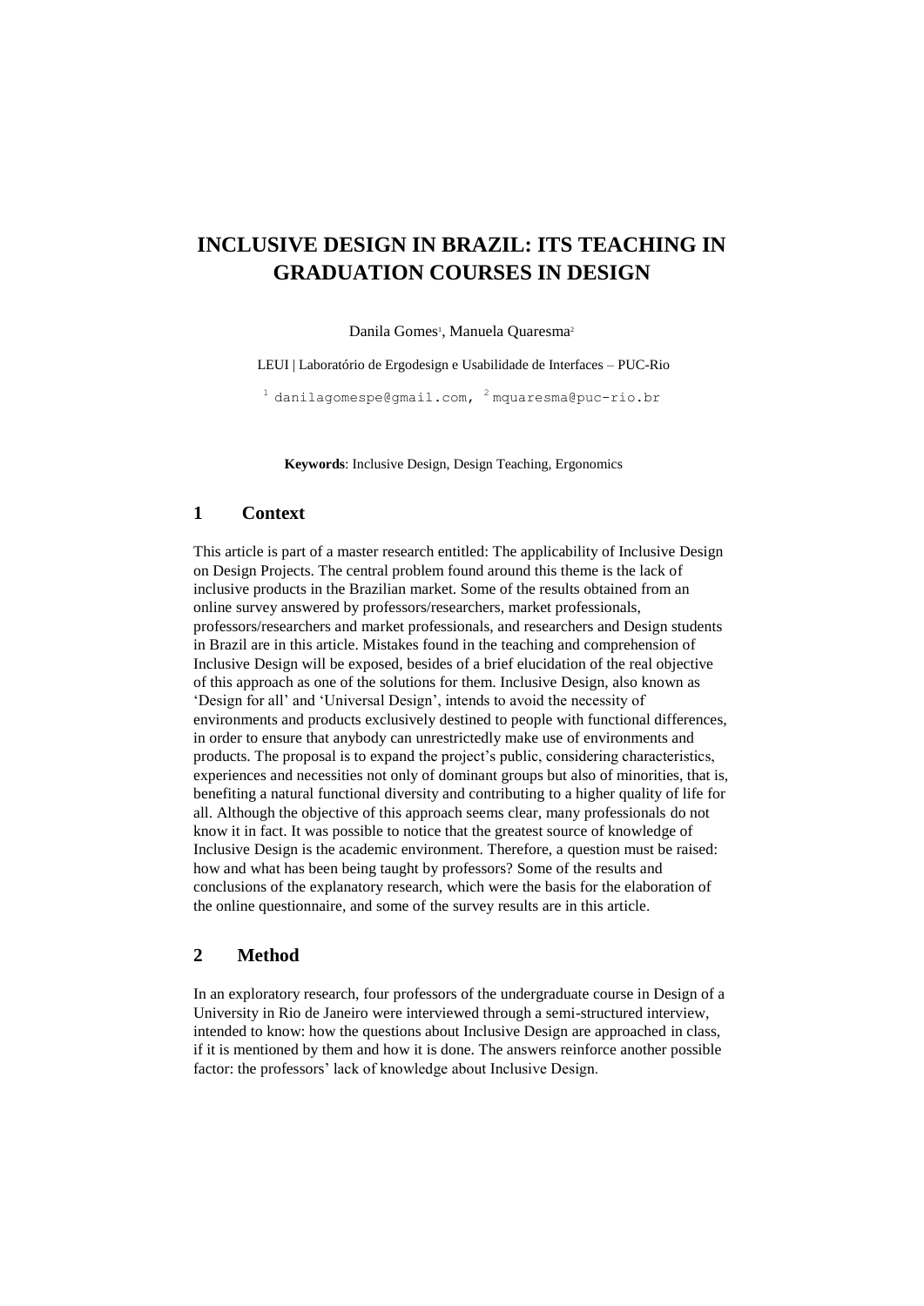# INCLUSIVE DESIGN IN BRAZIL: ITS TEACHING IN GRADUATION COURSES IN DESIGN

Danila Gomes[1], Manuela Quaresma[2]

LEUI | Laboratório de Ergodesign e Usabilidade de Interfaces – PUC-Rio

[1] danilagomespe@gmail.com, [2] mquaresma@puc-rio.br

**Keywords**: Inclusive Design, Design Teaching, Ergonomics

## 1 Context

This article is part of a master research entitled: The applicability of Inclusive Design on Design Projects. The central problem found around this theme is the lack of inclusive products in the Brazilian market. Some of the results obtained from an online survey answered by professors/researchers, market professionals, professors/researchers and market professionals, and researchers and Design students in Brazil are in this article. Mistakes found in the teaching and comprehension of Inclusive Design will be exposed, besides of a brief elucidation of the real objective of this approach as one of the solutions for them. Inclusive Design, also known as 'Design for all' and 'Universal Design', intends to avoid the necessity of environments and products exclusively destined to people with functional differences, in order to ensure that anybody can unrestrictedly make use of environments and products. The proposal is to expand the project's public, considering characteristics, experiences and necessities not only of dominant groups but also of minorities, that is, benefiting a natural functional diversity and contributing to a higher quality of life for all. Although the objective of this approach seems clear, many professionals do not know it in fact. It was possible to notice that the greatest source of knowledge of Inclusive Design is the academic environment. Therefore, a question must be raised: how and what has been being taught by professors? Some of the results and conclusions of the explanatory research, which were the basis for the elaboration of the online questionnaire, and some of the survey results are in this article.

## 2 Method

In an exploratory research, four professors of the undergraduate course in Design of a University in Rio de Janeiro were interviewed through a semi-structured interview, intended to know: how the questions about Inclusive Design are approached in class, if it is mentioned by them and how it is done. The answers reinforce another possible factor: the professors' lack of knowledge about Inclusive Design.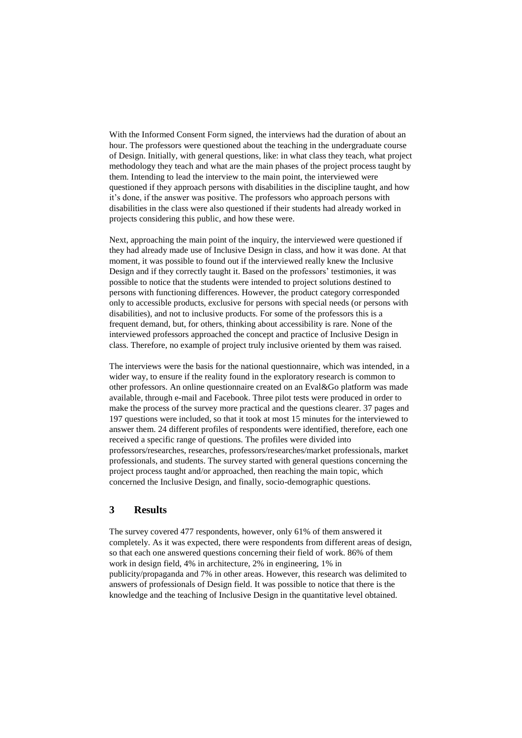With the Informed Consent Form signed, the interviews had the duration of about an hour. The professors were questioned about the teaching in the undergraduate course of Design. Initially, with general questions, like: in what class they teach, what project methodology they teach and what are the main phases of the project process taught by them. Intending to lead the interview to the main point, the interviewed were questioned if they approach persons with disabilities in the discipline taught, and how it's done, if the answer was positive. The professors who approach persons with disabilities in the class were also questioned if their students had already worked in projects considering this public, and how these were.

Next, approaching the main point of the inquiry, the interviewed were questioned if they had already made use of Inclusive Design in class, and how it was done. At that moment, it was possible to found out if the interviewed really knew the Inclusive Design and if they correctly taught it. Based on the professors' testimonies, it was possible to notice that the students were intended to project solutions destined to persons with functioning differences. However, the product category corresponded only to accessible products, exclusive for persons with special needs (or persons with disabilities), and not to inclusive products. For some of the professors this is a frequent demand, but, for others, thinking about accessibility is rare. None of the interviewed professors approached the concept and practice of Inclusive Design in class. Therefore, no example of project truly inclusive oriented by them was raised.

The interviews were the basis for the national questionnaire, which was intended, in a wider way, to ensure if the reality found in the exploratory research is common to other professors. An online questionnaire created on an Eval&Go platform was made available, through e-mail and Facebook. Three pilot tests were produced in order to make the process of the survey more practical and the questions clearer. 37 pages and 197 questions were included, so that it took at most 15 minutes for the interviewed to answer them. 24 different profiles of respondents were identified, therefore, each one received a specific range of questions. The profiles were divided into professors/researches, researches, professors/researches/market professionals, market professionals, and students. The survey started with general questions concerning the project process taught and/or approached, then reaching the main topic, which concerned the Inclusive Design, and finally, socio-demographic questions.

## 3 Results

The survey covered 477 respondents, however, only 61% of them answered it completely. As it was expected, there were respondents from different areas of design, so that each one answered questions concerning their field of work. 86% of them work in design field, 4% in architecture, 2% in engineering, 1% in publicity/propaganda and 7% in other areas. However, this research was delimited to answers of professionals of Design field. It was possible to notice that there is the knowledge and the teaching of Inclusive Design in the quantitative level obtained.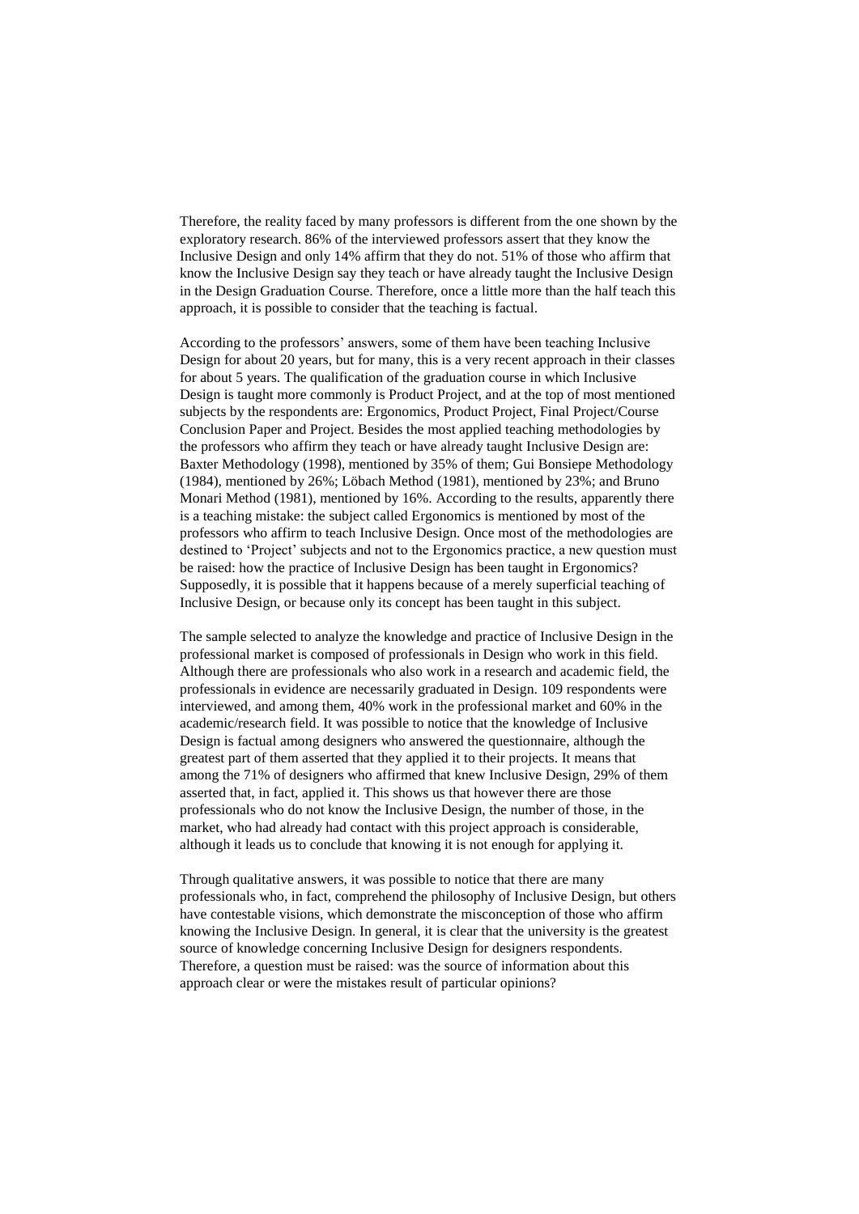Therefore, the reality faced by many professors is different from the one shown by the exploratory research. 86% of the interviewed professors assert that they know the Inclusive Design and only 14% affirm that they do not. 51% of those who affirm that know the Inclusive Design say they teach or have already taught the Inclusive Design in the Design Graduation Course. Therefore, once a little more than the half teach this approach, it is possible to consider that the teaching is factual.

According to the professors' answers, some of them have been teaching Inclusive Design for about 20 years, but for many, this is a very recent approach in their classes for about 5 years. The qualification of the graduation course in which Inclusive Design is taught more commonly is Product Project, and at the top of most mentioned subjects by the respondents are: Ergonomics, Product Project, Final Project/Course Conclusion Paper and Project. Besides the most applied teaching methodologies by the professors who affirm they teach or have already taught Inclusive Design are: Baxter Methodology (1998), mentioned by 35% of them; Gui Bonsiepe Methodology (1984), mentioned by 26%; Löbach Method (1981), mentioned by 23%; and Bruno Monari Method (1981), mentioned by 16%. According to the results, apparently there is a teaching mistake: the subject called Ergonomics is mentioned by most of the professors who affirm to teach Inclusive Design. Once most of the methodologies are destined to 'Project' subjects and not to the Ergonomics practice, a new question must be raised: how the practice of Inclusive Design has been taught in Ergonomics? Supposedly, it is possible that it happens because of a merely superficial teaching of Inclusive Design, or because only its concept has been taught in this subject.

The sample selected to analyze the knowledge and practice of Inclusive Design in the professional market is composed of professionals in Design who work in this field. Although there are professionals who also work in a research and academic field, the professionals in evidence are necessarily graduated in Design. 109 respondents were interviewed, and among them, 40% work in the professional market and 60% in the academic/research field. It was possible to notice that the knowledge of Inclusive Design is factual among designers who answered the questionnaire, although the greatest part of them asserted that they applied it to their projects. It means that among the 71% of designers who affirmed that knew Inclusive Design, 29% of them asserted that, in fact, applied it. This shows us that however there are those professionals who do not know the Inclusive Design, the number of those, in the market, who had already had contact with this project approach is considerable, although it leads us to conclude that knowing it is not enough for applying it.

Through qualitative answers, it was possible to notice that there are many professionals who, in fact, comprehend the philosophy of Inclusive Design, but others have contestable visions, which demonstrate the misconception of those who affirm knowing the Inclusive Design. In general, it is clear that the university is the greatest source of knowledge concerning Inclusive Design for designers respondents. Therefore, a question must be raised: was the source of information about this approach clear or were the mistakes result of particular opinions?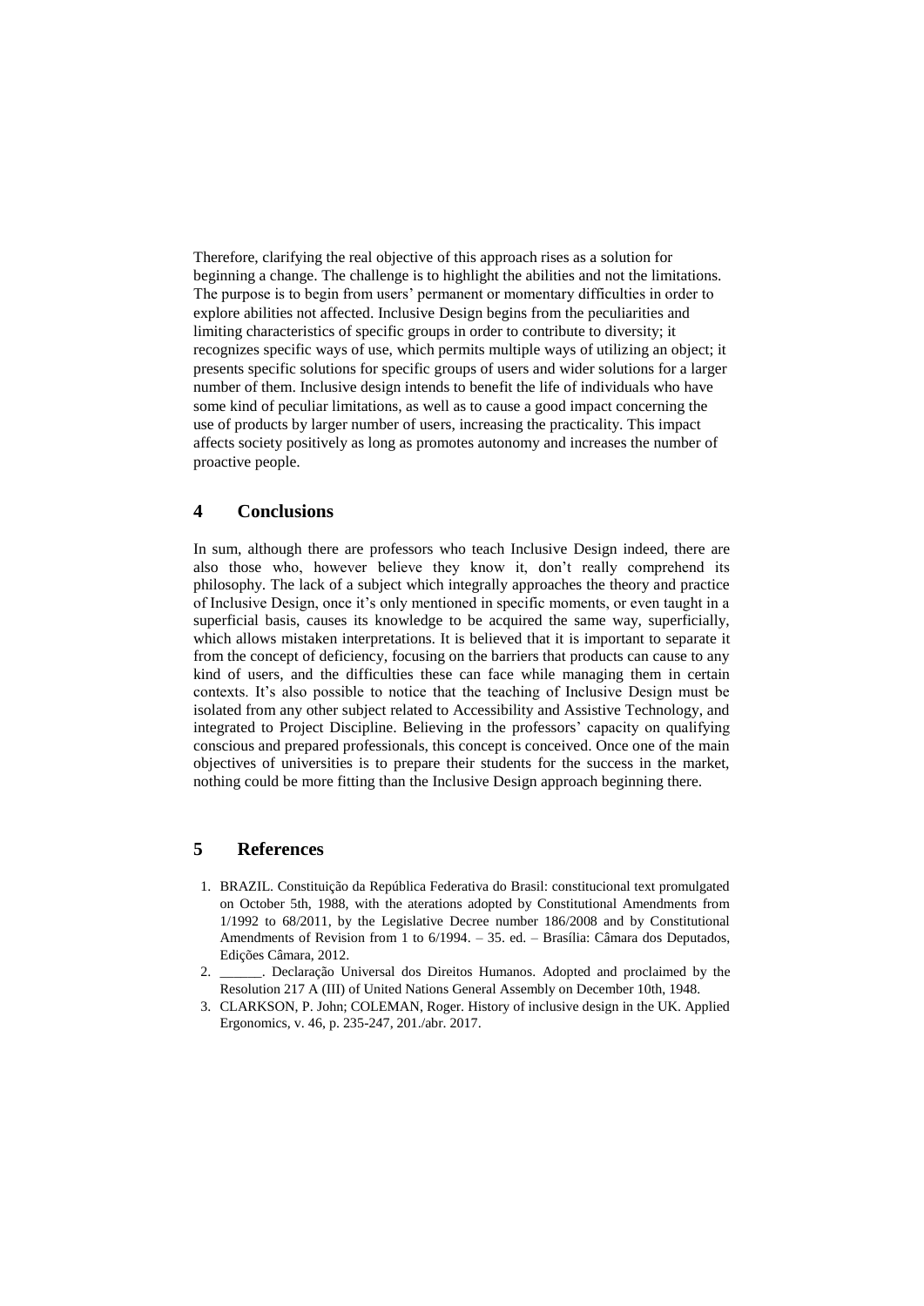Therefore, clarifying the real objective of this approach rises as a solution for beginning a change. The challenge is to highlight the abilities and not the limitations. The purpose is to begin from users' permanent or momentary difficulties in order to explore abilities not affected. Inclusive Design begins from the peculiarities and limiting characteristics of specific groups in order to contribute to diversity; it recognizes specific ways of use, which permits multiple ways of utilizing an object; it presents specific solutions for specific groups of users and wider solutions for a larger number of them. Inclusive design intends to benefit the life of individuals who have some kind of peculiar limitations, as well as to cause a good impact concerning the use of products by larger number of users, increasing the practicality. This impact affects society positively as long as promotes autonomy and increases the number of proactive people.

## 4 Conclusions

In sum, although there are professors who teach Inclusive Design indeed, there are also those who, however believe they know it, don't really comprehend its philosophy. The lack of a subject which integrally approaches the theory and practice of Inclusive Design, once it's only mentioned in specific moments, or even taught in a superficial basis, causes its knowledge to be acquired the same way, superficially, which allows mistaken interpretations. It is believed that it is important to separate it from the concept of deficiency, focusing on the barriers that products can cause to any kind of users, and the difficulties these can face while managing them in certain contexts. It's also possible to notice that the teaching of Inclusive Design must be isolated from any other subject related to Accessibility and Assistive Technology, and integrated to Project Discipline. Believing in the professors' capacity on qualifying conscious and prepared professionals, this concept is conceived. Once one of the main objectives of universities is to prepare their students for the success in the market, nothing could be more fitting than the Inclusive Design approach beginning there.

## 5 References

1. BRAZIL. Constituição da República Federativa do Brasil: constitucional text promulgated on October 5th, 1988, with the aterations adopted by Constitutional Amendments from 1/1992 to 68/2011, by the Legislative Decree number 186/2008 and by Constitutional Amendments of Revision from 1 to 6/1994. – 35. ed. – Brasília: Câmara dos Deputados, Edições Câmara, 2012.
2. ______. Declaração Universal dos Direitos Humanos. Adopted and proclaimed by the Resolution 217 A (III) of United Nations General Assembly on December 10th, 1948.
3. CLARKSON, P. John; COLEMAN, Roger. History of inclusive design in the UK. Applied Ergonomics, v. 46, p. 235-247, 201./abr. 2017.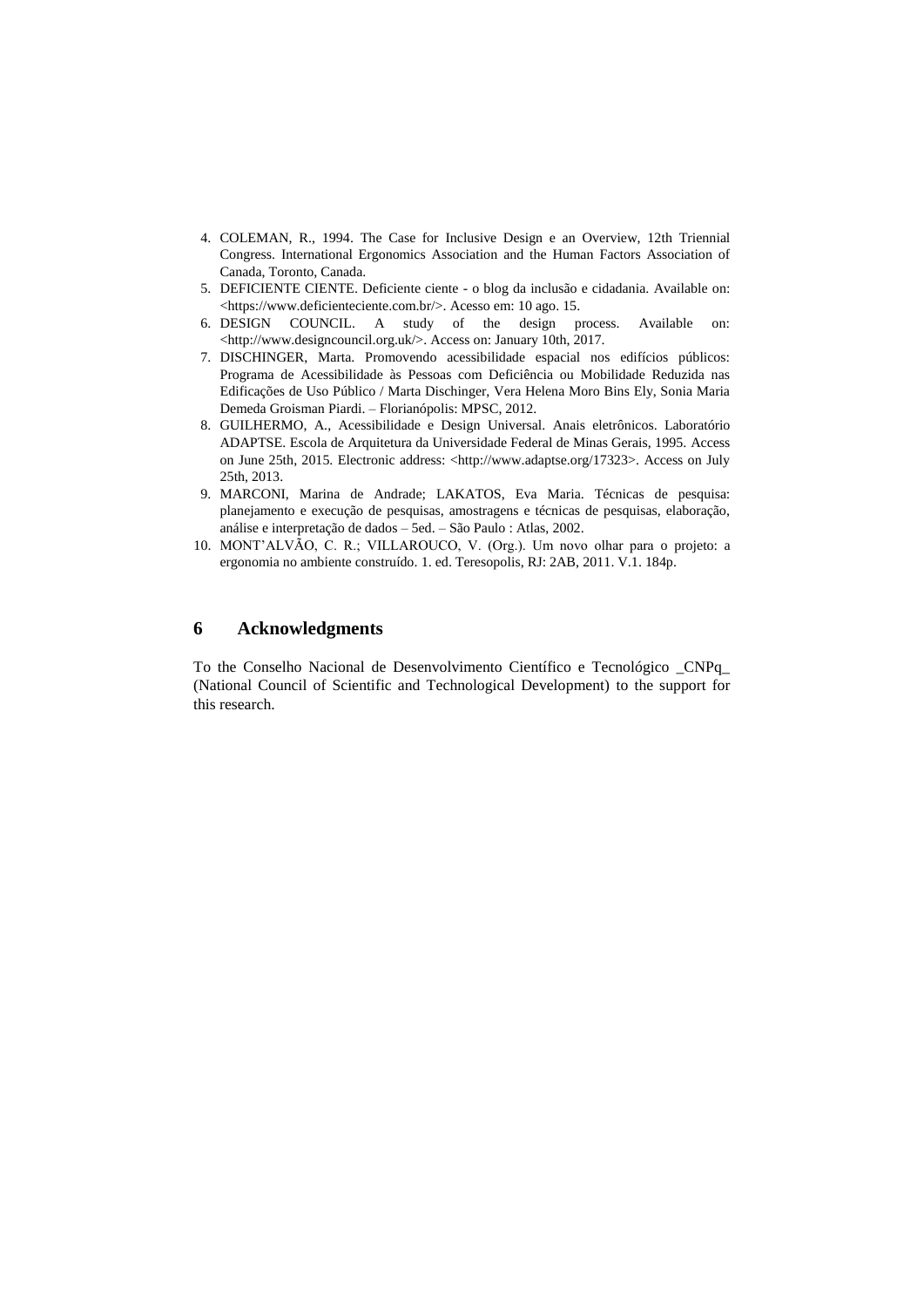4. COLEMAN, R., 1994. The Case for Inclusive Design e an Overview, 12th Triennial Congress. International Ergonomics Association and the Human Factors Association of Canada, Toronto, Canada.
5. DEFICIENTE CIENTE. Deficiente ciente - o blog da inclusão e cidadania. Available on: <https://www.deficienteciente.com.br/>. Acesso em: 10 ago. 15.
6. DESIGN COUNCIL. A study of the design process. Available on: <http://www.designcouncil.org.uk/>. Access on: January 10th, 2017.
7. DISCHINGER, Marta. Promovendo acessibilidade espacial nos edifícios públicos: Programa de Acessibilidade às Pessoas com Deficiência ou Mobilidade Reduzida nas Edificações de Uso Público / Marta Dischinger, Vera Helena Moro Bins Ely, Sonia Maria Demeda Groisman Piardi. – Florianópolis: MPSC, 2012.
8. GUILHERMO, A., Acessibilidade e Design Universal. Anais eletrônicos. Laboratório ADAPTSE. Escola de Arquitetura da Universidade Federal de Minas Gerais, 1995. Access on June 25th, 2015. Electronic address: <http://www.adaptse.org/17323>. Access on July 25th, 2013.
9. MARCONI, Marina de Andrade; LAKATOS, Eva Maria. Técnicas de pesquisa: planejamento e execução de pesquisas, amostragens e técnicas de pesquisas, elaboração, análise e interpretação de dados – 5ed. – São Paulo : Atlas, 2002.
10. MONT'ALVÃO, C. R.; VILLAROUCO, V. (Org.). Um novo olhar para o projeto: a ergonomia no ambiente construído. 1. ed. Teresopolis, RJ: 2AB, 2011. V.1. 184p.

## 6 Acknowledgments

To the Conselho Nacional de Desenvolvimento Científico e Tecnológico _CNPq_ (National Council of Scientific and Technological Development) to the support for this research.